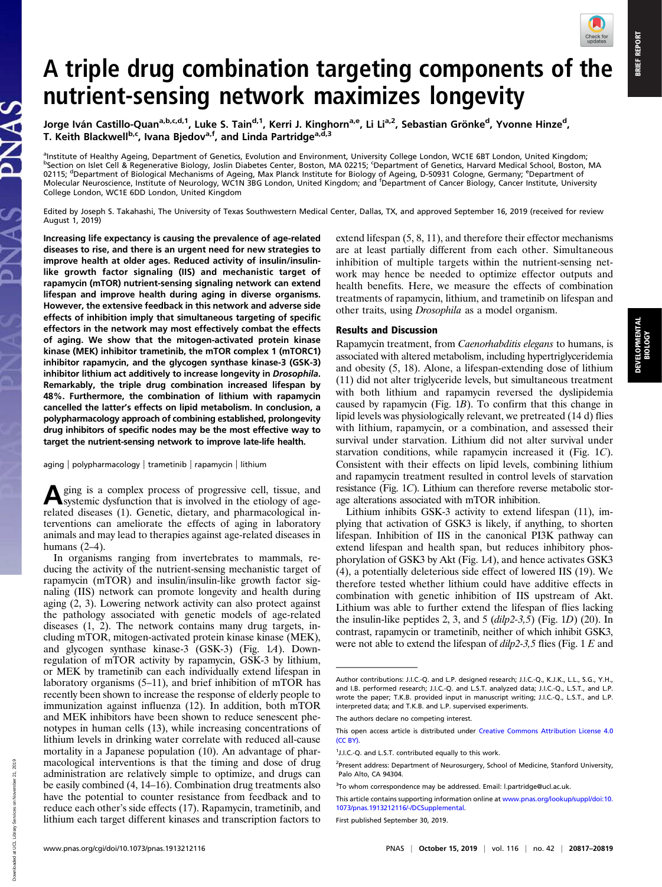# A triple drug combination targeting components of the nutrient-sensing network maximizes longevity

Jorge Iván Castillo-Quan[a,b,c,d,1], Luke S. Tain[d,1], Kerri J. Kinghorn[a,e], Li Li[a,2], Sebastian Grönke[d], Yvonne Hinze[d], T. Keith Blackwell[b,c], Ivana Bjedov[a,f], and Linda Partridge[a,d,3]

[a]Institute of Healthy Ageing, Department of Genetics, Evolution and Environment, University College London, WC1E 6BT London, United Kingdom; [b]Section on Islet Cell & Regenerative Biology, Joslin Diabetes Center, Boston, MA 02215; [c]Department of Genetics, Harvard Medical School, Boston, MA 02115; [d]Department of Biological Mechanisms of Ageing, Max Planck Institute for Biology of Ageing, D-50931 Cologne, Germany; [e]Department of Molecular Neuroscience, Institute of Neurology, WC1N 3BG London, United Kingdom; and [f]Department of Cancer Biology, Cancer Institute, University College London, WC1E 6DD London, United Kingdom

Edited by Joseph S. Takahashi, The University of Texas Southwestern Medical Center, Dallas, TX, and approved September 16, 2019 (received for review August 1, 2019)

**Increasing life expectancy is causing the prevalence of age-related diseases to rise, and there is an urgent need for new strategies to improve health at older ages. Reduced activity of insulin/insulin-like growth factor signaling (IIS) and mechanistic target of rapamycin (mTOR) nutrient-sensing signaling network can extend lifespan and improve health during aging in diverse organisms. However, the extensive feedback in this network and adverse side effects of inhibition imply that simultaneous targeting of specific effectors in the network may most effectively combat the effects of aging. We show that the mitogen-activated protein kinase kinase (MEK) inhibitor trametinib, the mTOR complex 1 (mTORC1) inhibitor rapamycin, and the glycogen synthase kinase-3 (GSK-3) inhibitor lithium act additively to increase longevity in *Drosophila*. Remarkably, the triple drug combination increased lifespan by 48%. Furthermore, the combination of lithium with rapamycin cancelled the latter's effects on lipid metabolism. In conclusion, a polypharmacology approach of combining established, prolongevity drug inhibitors of specific nodes may be the most effective way to target the nutrient-sensing network to improve late-life health.**

aging | polypharmacology | trametinib | rapamycin | lithium

Aging is a complex process of progressive cell, tissue, and systemic dysfunction that is involved in the etiology of age-related diseases (1). Genetic, dietary, and pharmacological interventions can ameliorate the effects of aging in laboratory animals and may lead to therapies against age-related diseases in humans (2–4).

In organisms ranging from invertebrates to mammals, reducing the activity of the nutrient-sensing mechanistic target of rapamycin (mTOR) and insulin/insulin-like growth factor signaling (IIS) network can promote longevity and health during aging (2, 3). Lowering network activity can also protect against the pathology associated with genetic models of age-related diseases (1, 2). The network contains many drug targets, including mTOR, mitogen-activated protein kinase kinase (MEK), and glycogen synthase kinase-3 (GSK-3) (Fig. 1*A*). Downregulation of mTOR activity by rapamycin, GSK-3 by lithium, or MEK by trametinib can each individually extend lifespan in laboratory organisms (5–11), and brief inhibition of mTOR has recently been shown to increase the response of elderly people to immunization against influenza (12). In addition, both mTOR and MEK inhibitors have been shown to reduce senescent phenotypes in human cells (13), while increasing concentrations of lithium levels in drinking water correlate with reduced all-cause mortality in a Japanese population (10). An advantage of pharmacological interventions is that the timing and dose of drug administration are relatively simple to optimize, and drugs can be easily combined (4, 14–16). Combination drug treatments also have the potential to counter resistance from feedback and to reduce each other's side effects (17). Rapamycin, trametinib, and lithium each target different kinases and transcription factors to extend lifespan (5, 8, 11), and therefore their effector mechanisms are at least partially different from each other. Simultaneous inhibition of multiple targets within the nutrient-sensing network may hence be needed to optimize effector outputs and health benefits. Here, we measure the effects of combination treatments of rapamycin, lithium, and trametinib on lifespan and other traits, using *Drosophila* as a model organism.

## Results and Discussion

Rapamycin treatment, from *Caenorhabditis elegans* to humans, is associated with altered metabolism, including hypertriglyceridemia and obesity (5, 18). Alone, a lifespan-extending dose of lithium (11) did not alter triglyceride levels, but simultaneous treatment with both lithium and rapamycin reversed the dyslipidemia caused by rapamycin (Fig. 1*B*). To confirm that this change in lipid levels was physiologically relevant, we pretreated (14 d) flies with lithium, rapamycin, or a combination, and assessed their survival under starvation. Lithium did not alter survival under starvation conditions, while rapamycin increased it (Fig. 1*C*). Consistent with their effects on lipid levels, combining lithium and rapamycin treatment resulted in control levels of starvation resistance (Fig. 1*C*). Lithium can therefore reverse metabolic storage alterations associated with mTOR inhibition.

Lithium inhibits GSK-3 activity to extend lifespan (11), implying that activation of GSK3 is likely, if anything, to shorten lifespan. Inhibition of IIS in the canonical PI3K pathway can extend lifespan and health span, but reduces inhibitory phosphorylation of GSK3 by Akt (Fig. 1*A*), and hence activates GSK3 (4), a potentially deleterious side effect of lowered IIS (19). We therefore tested whether lithium could have additive effects in combination with genetic inhibition of IIS upstream of Akt. Lithium was able to further extend the lifespan of flies lacking the insulin-like peptides 2, 3, and 5 (*dilp2-3,5*) (Fig. 1*D*) (20). In contrast, rapamycin or trametinib, neither of which inhibit GSK3, were not able to extend the lifespan of *dilp2-3,5* flies (Fig. 1 *E* and

Author contributions: J.I.C.-Q. and L.P. designed research; J.I.C.-Q., K.J.K., L.L., S.G., Y.H., and I.B. performed research; J.I.C.-Q. and L.S.T. analyzed data; J.I.C.-Q., L.S.T., and L.P. wrote the paper; T.K.B. provided input in manuscript writing; J.I.C.-Q., L.S.T., and L.P. interpreted data; and T.K.B. and L.P. supervised experiments.

The authors declare no competing interest.

This open access article is distributed under Creative Commons Attribution License 4.0 (CC BY).

[1]J.I.C.-Q. and L.S.T. contributed equally to this work.

[2]Present address: Department of Neurosurgery, School of Medicine, Stanford University, Palo Alto, CA 94304.

[3]To whom correspondence may be addressed. Email: l.partridge@ucl.ac.uk.

This article contains supporting information online at www.pnas.org/lookup/suppl/doi:10.1073/pnas.1913212116/-/DCSupplemental.

First published September 30, 2019.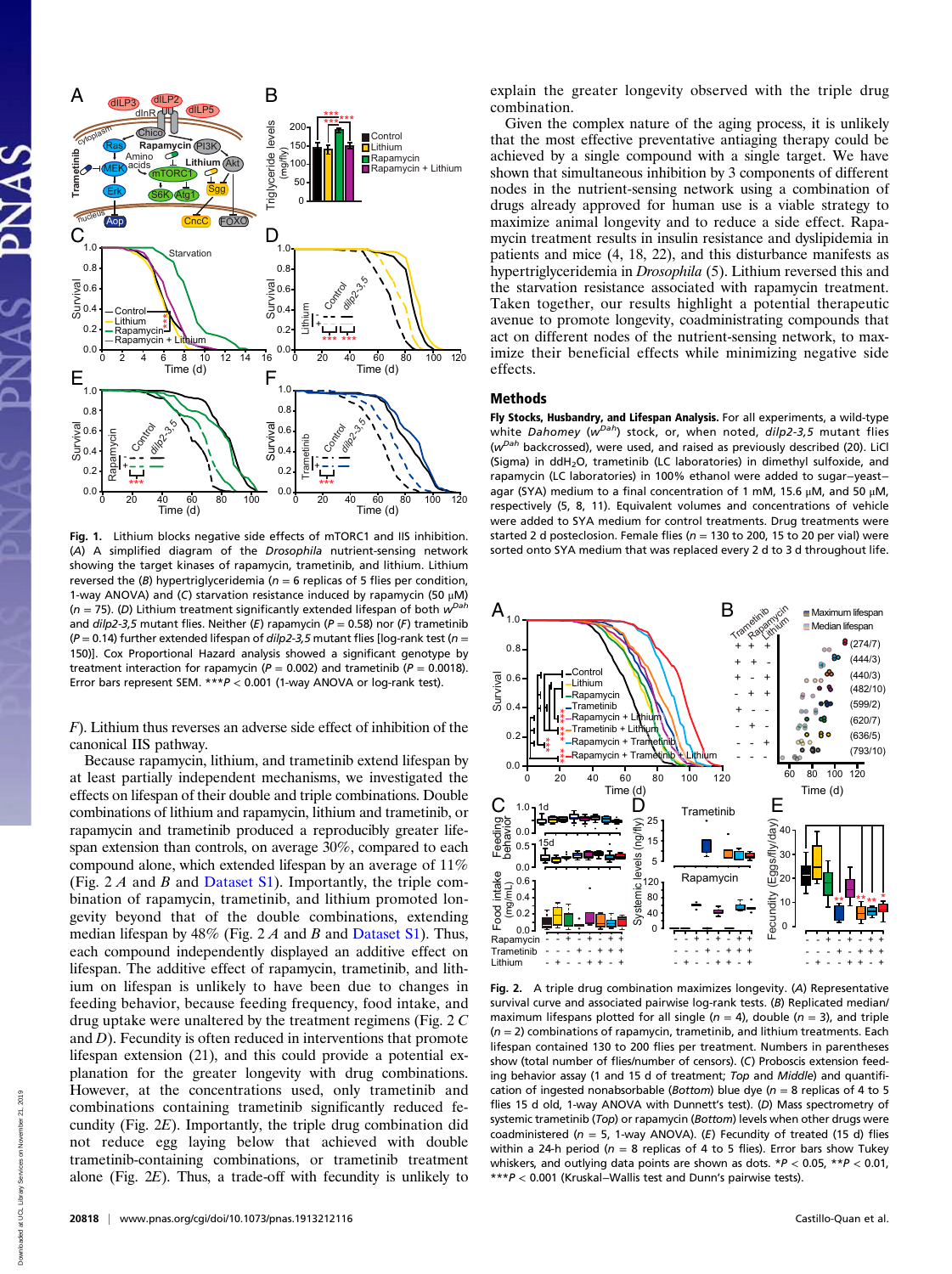**Fig. 1.** Lithium blocks negative side effects of mTORC1 and IIS inhibition. (*A*) A simplified diagram of the *Drosophila* nutrient-sensing network showing the target kinases of rapamycin, trametinib, and lithium. Lithium reversed the (*B*) hypertriglyceridemia ($n = 6$ replicas of 5 flies per condition, 1-way ANOVA) and (*C*) starvation resistance induced by rapamycin (50 μM) ($n = 75$). (*D*) Lithium treatment significantly extended lifespan of both $w^{Dah}$ and *dilp2-3,5* mutant flies. Neither (*E*) rapamycin ($P = 0.58$) nor (*F*) trametinib ($P = 0.14$) further extended lifespan of *dilp2-3,5* mutant flies [log-rank test ($n = 150$)]. Cox Proportional Hazard analysis showed a significant genotype by treatment interaction for rapamycin ($P = 0.002$) and trametinib ($P = 0.0018$). Error bars represent SEM. ***$P < 0.001$ (1-way ANOVA or log-rank test).

*F*). Lithium thus reverses an adverse side effect of inhibition of the canonical IIS pathway.

Because rapamycin, lithium, and trametinib extend lifespan by at least partially independent mechanisms, we investigated the effects on lifespan of their double and triple combinations. Double combinations of lithium and rapamycin, lithium and trametinib, or rapamycin and trametinib produced a reproducibly greater lifespan extension than controls, on average 30%, compared to each compound alone, which extended lifespan by an average of 11% (Fig. 2 *A* and *B* and Dataset S1). Importantly, the triple combination of rapamycin, trametinib, and lithium promoted longevity beyond that of the double combinations, extending median lifespan by 48% (Fig. 2 *A* and *B* and Dataset S1). Thus, each compound independently displayed an additive effect on lifespan. The additive effect of rapamycin, trametinib, and lithium on lifespan is unlikely to have been due to changes in feeding behavior, because feeding frequency, food intake, and drug uptake were unaltered by the treatment regimens (Fig. 2 *C* and *D*). Fecundity is often reduced in interventions that promote lifespan extension (21), and this could provide a potential explanation for the greater longevity with drug combinations. However, at the concentrations used, only trametinib and combinations containing trametinib significantly reduced fecundity (Fig. 2*E*). Importantly, the triple drug combination did not reduce egg laying below that achieved with double trametinib-containing combinations, or trametinib treatment alone (Fig. 2*E*). Thus, a trade-off with fecundity is unlikely to explain the greater longevity observed with the triple drug combination.

Given the complex nature of the aging process, it is unlikely that the most effective preventative antiaging therapy could be achieved by a single compound with a single target. We have shown that simultaneous inhibition by 3 components of different nodes in the nutrient-sensing network using a combination of drugs already approved for human use is a viable strategy to maximize animal longevity and to reduce a side effect. Rapamycin treatment results in insulin resistance and dyslipidemia in patients and mice (4, 18, 22), and this disturbance manifests as hypertriglyceridemia in *Drosophila* (5). Lithium reversed this and the starvation resistance associated with rapamycin treatment. Taken together, our results highlight a potential therapeutic avenue to promote longevity, coadministrating compounds that act on different nodes of the nutrient-sensing network, to maximize their beneficial effects while minimizing negative side effects.

## Methods

**Fly Stocks, Husbandry, and Lifespan Analysis.** For all experiments, a wild-type white *Dahomey* ($w^{Dah}$) stock, or, when noted, *dilp2-3,5* mutant flies ($w^{Dah}$ backcrossed), were used, and raised as previously described (20). LiCl (Sigma) in $ddH_2O$, trametinib (LC laboratories) in dimethyl sulfoxide, and rapamycin (LC laboratories) in 100% ethanol were added to sugar–yeast–agar (SYA) medium to a final concentration of 1 mM, 15.6 μM, and 50 μM, respectively (5, 8, 11). Equivalent volumes and concentrations of vehicle were added to SYA medium for control treatments. Drug treatments were started 2 d posteclosion. Female flies ($n$ = 130 to 200, 15 to 20 per vial) were sorted onto SYA medium that was replaced every 2 d to 3 d throughout life.

**Fig. 2.** A triple drug combination maximizes longevity. (*A*) Representative survival curve and associated pairwise log-rank tests. (*B*) Replicated median/maximum lifespans plotted for all single ($n = 4$), double ($n = 3$), and triple ($n = 2$) combinations of rapamycin, trametinib, and lithium treatments. Each lifespan contained 130 to 200 flies per treatment. Numbers in parentheses show (total number of flies/number of censors). (*C*) Proboscis extension feeding behavior assay (1 and 15 d of treatment; *Top* and *Middle*) and quantification of ingested nonabsorbable blue dye (*Bottom*) ($n = 8$ replicas of 4 to 5 flies 15 d old, 1-way ANOVA with Dunnett's test). (*D*) Mass spectrometry of systemic trametinib (*Top*) or rapamycin (*Bottom*) levels when other drugs were coadministered ($n = 5$, 1-way ANOVA). (*E*) Fecundity of treated (15 d) flies within a 24-h period ($n = 8$ replicas of 4 to 5 flies). Error bars show Tukey whiskers, and outlying data points are shown as dots. *$P < 0.05$, **$P < 0.01$, ***$P < 0.001$ (Kruskal–Wallis test and Dunn's pairwise tests).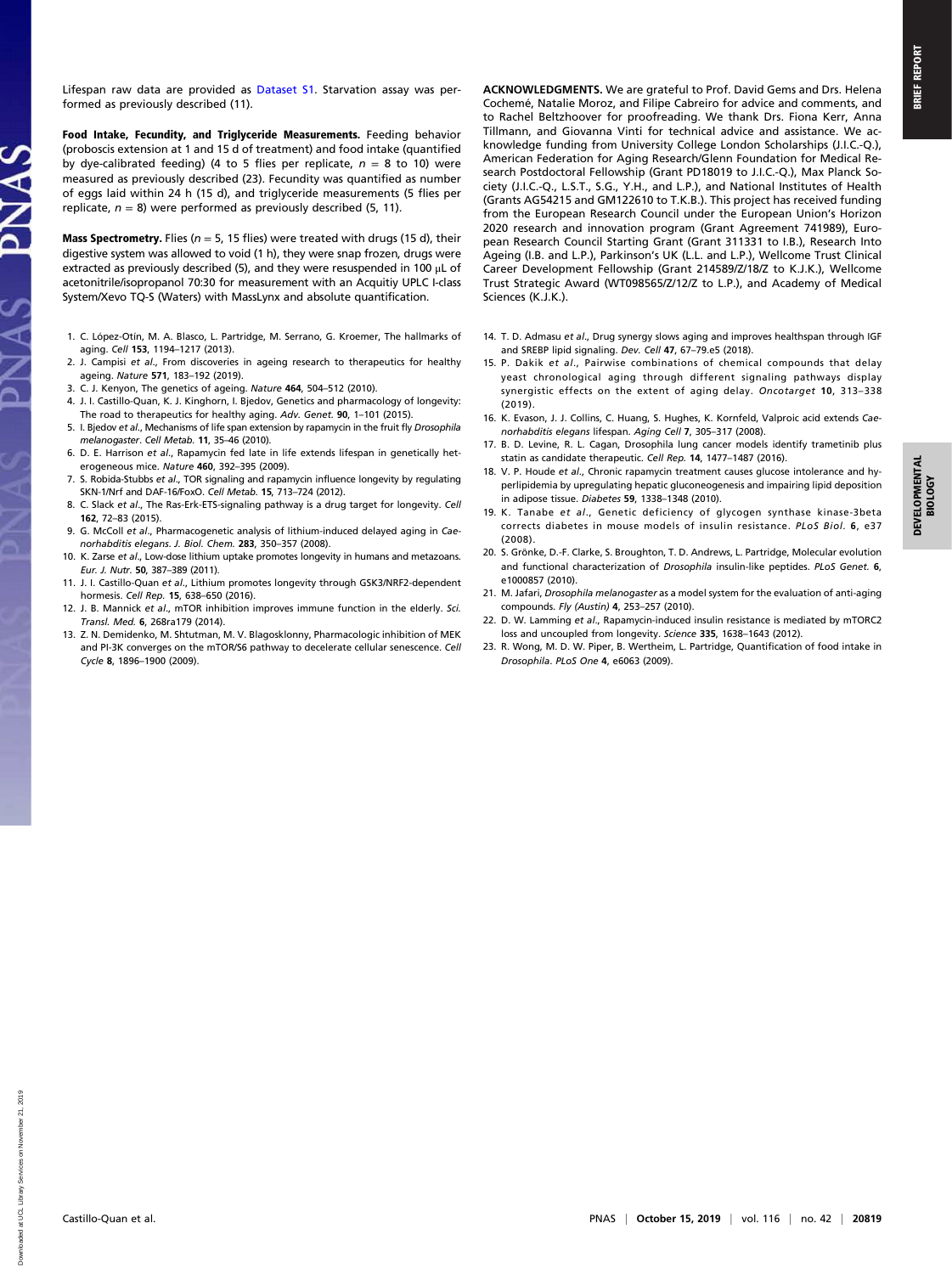Lifespan raw data are provided as Dataset S1. Starvation assay was performed as previously described (11).

**Food Intake, Fecundity, and Triglyceride Measurements.** Feeding behavior (proboscis extension at 1 and 15 d of treatment) and food intake (quantified by dye-calibrated feeding) (4 to 5 flies per replicate, $n = 8$ to 10) were measured as previously described (23). Fecundity was quantified as number of eggs laid within 24 h (15 d), and triglyceride measurements (5 flies per replicate, $n = 8$) were performed as previously described (5, 11).

**Mass Spectrometry.** Flies ($n = 5$, 15 flies) were treated with drugs (15 d), their digestive system was allowed to void (1 h), they were snap frozen, drugs were extracted as previously described (5), and they were resuspended in 100 μL of acetonitrile/isopropanol 70:30 for measurement with an Acquitiy UPLC I-class System/Xevo TQ-S (Waters) with MassLynx and absolute quantification.

**ACKNOWLEDGMENTS.** We are grateful to Prof. David Gems and Drs. Helena Cochemé, Natalie Moroz, and Filipe Cabreiro for advice and comments, and to Rachel Beltzhoover for proofreading. We thank Drs. Fiona Kerr, Anna Tillmann, and Giovanna Vinti for technical advice and assistance. We acknowledge funding from University College London Scholarships (J.I.C.-Q.), American Federation for Aging Research/Glenn Foundation for Medical Research Postdoctoral Fellowship (Grant PD18019 to J.I.C.-Q.), Max Planck Society (J.I.C.-Q., L.S.T., S.G., Y.H., and L.P.), and National Institutes of Health (Grants AG54215 and GM122610 to T.K.B.). This project has received funding from the European Research Council under the European Union's Horizon 2020 research and innovation program (Grant Agreement 741989), European Research Council Starting Grant (Grant 311331 to I.B.), Research Into Ageing (I.B. and L.P.), Parkinson's UK (L.L. and L.P.), Wellcome Trust Clinical Career Development Fellowship (Grant 214589/Z/18/Z to K.J.K.), Wellcome Trust Strategic Award (WT098565/Z/12/Z to L.P.), and Academy of Medical Sciences (K.J.K.).

1. C. López-Otín, M. A. Blasco, L. Partridge, M. Serrano, G. Kroemer, The hallmarks of aging. *Cell* **153**, 1194–1217 (2013).
2. J. Campisi *et al*., From discoveries in ageing research to therapeutics for healthy ageing. *Nature* **571**, 183–192 (2019).
3. C. J. Kenyon, The genetics of ageing. *Nature* **464**, 504–512 (2010).
4. J. I. Castillo-Quan, K. J. Kinghorn, I. Bjedov, Genetics and pharmacology of longevity: The road to therapeutics for healthy aging. *Adv. Genet.* **90**, 1–101 (2015).
5. I. Bjedov *et al*., Mechanisms of life span extension by rapamycin in the fruit fly *Drosophila melanogaster*. *Cell Metab.* **11**, 35–46 (2010).
6. D. E. Harrison *et al*., Rapamycin fed late in life extends lifespan in genetically heterogeneous mice. *Nature* **460**, 392–395 (2009).
7. S. Robida-Stubbs *et al*., TOR signaling and rapamycin influence longevity by regulating SKN-1/Nrf and DAF-16/FoxO. *Cell Metab.* **15**, 713–724 (2012).
8. C. Slack *et al*., The Ras-Erk-ETS-signaling pathway is a drug target for longevity. *Cell* **162**, 72–83 (2015).
9. G. McColl *et al*., Pharmacogenetic analysis of lithium-induced delayed aging in *Caenorhabditis elegans*. *J. Biol. Chem.* **283**, 350–357 (2008).
10. K. Zarse *et al*., Low-dose lithium uptake promotes longevity in humans and metazoans. *Eur. J. Nutr.* **50**, 387–389 (2011).
11. J. I. Castillo-Quan *et al*., Lithium promotes longevity through GSK3/NRF2-dependent hormesis. *Cell Rep.* **15**, 638–650 (2016).
12. J. B. Mannick *et al*., mTOR inhibition improves immune function in the elderly. *Sci. Transl. Med.* **6**, 268ra179 (2014).
13. Z. N. Demidenko, M. Shtutman, M. V. Blagosklonny, Pharmacologic inhibition of MEK and PI-3K converges on the mTOR/S6 pathway to decelerate cellular senescence. *Cell Cycle* **8**, 1896–1900 (2009).
14. T. D. Admasu *et al*., Drug synergy slows aging and improves healthspan through IGF and SREBP lipid signaling. *Dev. Cell* **47**, 67–79.e5 (2018).
15. P. Dakik *et al*., Pairwise combinations of chemical compounds that delay yeast chronological aging through different signaling pathways display synergistic effects on the extent of aging delay. *Oncotarget* **10**, 313–338 (2019).
16. K. Evason, J. J. Collins, C. Huang, S. Hughes, K. Kornfeld, Valproic acid extends *Caenorhabditis elegans* lifespan. *Aging Cell* **7**, 305–317 (2008).
17. B. D. Levine, R. L. Cagan, Drosophila lung cancer models identify trametinib plus statin as candidate therapeutic. *Cell Rep.* **14**, 1477–1487 (2016).
18. V. P. Houde *et al*., Chronic rapamycin treatment causes glucose intolerance and hyperlipidemia by upregulating hepatic gluconeogenesis and impairing lipid deposition in adipose tissue. *Diabetes* **59**, 1338–1348 (2010).
19. K. Tanabe *et al*., Genetic deficiency of glycogen synthase kinase-3beta corrects diabetes in mouse models of insulin resistance. *PLoS Biol.* **6**, e37 (2008).
20. S. Grönke, D.-F. Clarke, S. Broughton, T. D. Andrews, L. Partridge, Molecular evolution and functional characterization of *Drosophila* insulin-like peptides. *PLoS Genet.* **6**, e1000857 (2010).
21. M. Jafari, *Drosophila melanogaster* as a model system for the evaluation of anti-aging compounds. *Fly (Austin)* **4**, 253–257 (2010).
22. D. W. Lamming *et al*., Rapamycin-induced insulin resistance is mediated by mTORC2 loss and uncoupled from longevity. *Science* **335**, 1638–1643 (2012).
23. R. Wong, M. D. W. Piper, B. Wertheim, L. Partridge, Quantification of food intake in *Drosophila*. *PLoS One* **4**, e6063 (2009).